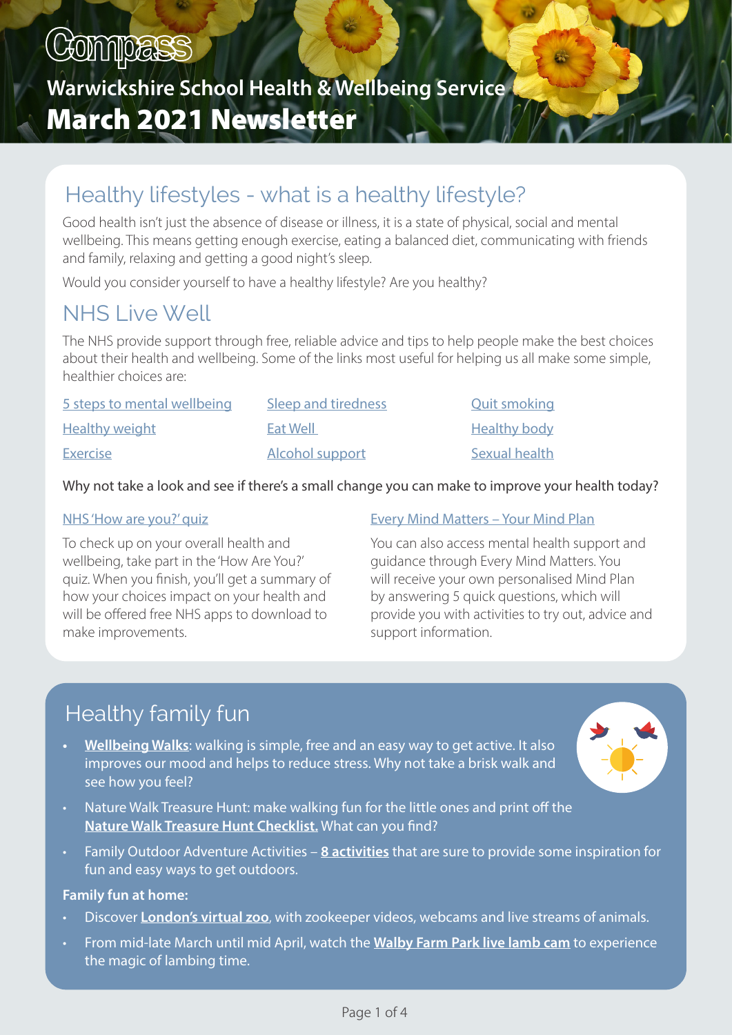Compass

# Warwickshire School Health & Wellbeing Service
# March 2021 Newsletter

## Healthy lifestyles - what is a healthy lifestyle?

Good health isn't just the absence of disease or illness, it is a state of physical, social and mental wellbeing. This means getting enough exercise, eating a balanced diet, communicating with friends and family, relaxing and getting a good night's sleep.

Would you consider yourself to have a healthy lifestyle? Are you healthy?

## NHS Live Well

The NHS provide support through free, reliable advice and tips to help people make the best choices about their health and wellbeing. Some of the links most useful for helping us all make some simple, healthier choices are:

- 5 steps to mental wellbeing
- Healthy weight
- Exercise
- Sleep and tiredness
- Eat Well
- Alcohol support
- Quit smoking
- Healthy body
- Sexual health

Why not take a look and see if there's a small change you can make to improve your health today?

### NHS 'How are you?' quiz

To check up on your overall health and wellbeing, take part in the 'How Are You?' quiz. When you finish, you'll get a summary of how your choices impact on your health and will be offered free NHS apps to download to make improvements.

### Every Mind Matters – Your Mind Plan

You can also access mental health support and guidance through Every Mind Matters. You will receive your own personalised Mind Plan by answering 5 quick questions, which will provide you with activities to try out, advice and support information.

## Healthy family fun

- **Wellbeing Walks**: walking is simple, free and an easy way to get active. It also improves our mood and helps to reduce stress. Why not take a brisk walk and see how you feel?
- Nature Walk Treasure Hunt: make walking fun for the little ones and print off the **Nature Walk Treasure Hunt Checklist.** What can you find?
- Family Outdoor Adventure Activities – **8 activities** that are sure to provide some inspiration for fun and easy ways to get outdoors.

**Family fun at home:**

- Discover **London's virtual zoo**, with zookeeper videos, webcams and live streams of animals.
- From mid-late March until mid April, watch the **Walby Farm Park live lamb cam** to experience the magic of lambing time.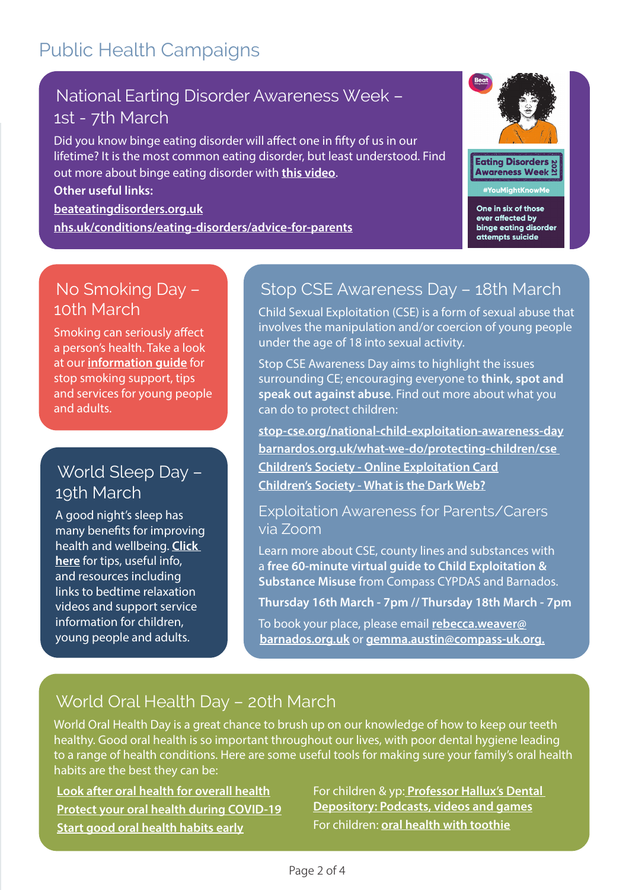# Public Health Campaigns

## National Earting Disorder Awareness Week – 1st - 7th March

Did you know binge eating disorder will affect one in fifty of us in our lifetime? It is the most common eating disorder, but least understood. Find out more about binge eating disorder with **this video**.

**Other useful links:**

**beateatingdisorders.org.uk**

**nhs.uk/conditions/eating-disorders/advice-for-parents**

Eating Disorders Awareness Week 2021

#YouMightKnowMe

One in six of those ever affected by binge eating disorder attempts suicide

## No Smoking Day – 10th March

Smoking can seriously affect a person's health. Take a look at our **information guide** for stop smoking support, tips and services for young people and adults.

## World Sleep Day – 19th March

A good night's sleep has many benefits for improving health and wellbeing. **Click here** for tips, useful info, and resources including links to bedtime relaxation videos and support service information for children, young people and adults.

## Stop CSE Awareness Day – 18th March

Child Sexual Exploitation (CSE) is a form of sexual abuse that involves the manipulation and/or coercion of young people under the age of 18 into sexual activity.

Stop CSE Awareness Day aims to highlight the issues surrounding CE; encouraging everyone to **think, spot and speak out against abuse**. Find out more about what you can do to protect children:

**stop-cse.org/national-child-exploitation-awareness-day**

**barnardos.org.uk/what-we-do/protecting-children/cse**

**Children's Society - Online Exploitation Card**

**Children's Society - What is the Dark Web?**

### Exploitation Awareness for Parents/Carers via Zoom

Learn more about CSE, county lines and substances with a **free 60-minute virtual guide to Child Exploitation & Substance Misuse** from Compass CYPDAS and Barnados.

**Thursday 16th March - 7pm // Thursday 18th March - 7pm**

To book your place, please email **rebecca.weaver@barnados.org.uk** or **gemma.austin@compass-uk.org.**

## World Oral Health Day – 20th March

World Oral Health Day is a great chance to brush up on our knowledge of how to keep our teeth healthy. Good oral health is so important throughout our lives, with poor dental hygiene leading to a range of health conditions. Here are some useful tools for making sure your family's oral health habits are the best they can be:

**Look after oral health for overall health**

**Protect your oral health during COVID-19**

**Start good oral health habits early**

For children & yp: **Professor Hallux's Dental Depository: Podcasts, videos and games**

For children: **oral health with toothie**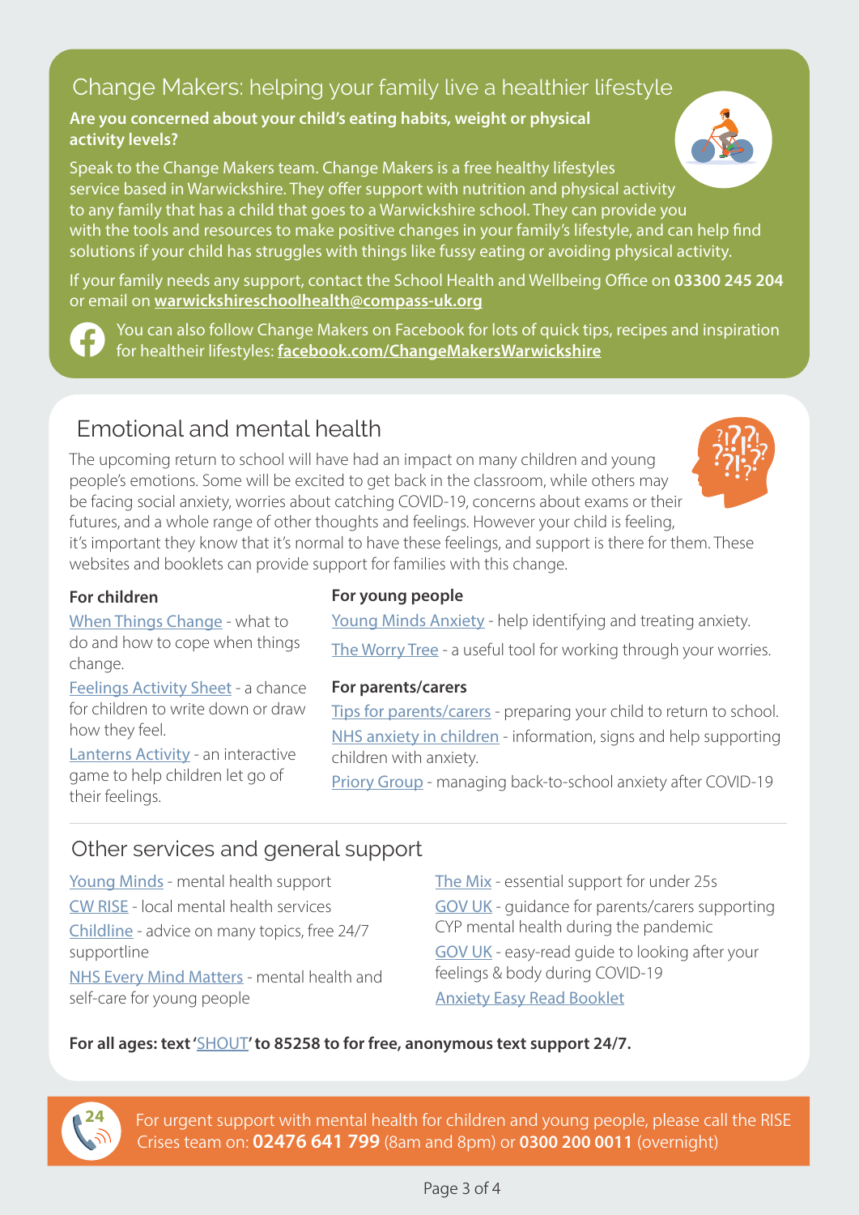## Change Makers: helping your family live a healthier lifestyle

**Are you concerned about your child's eating habits, weight or physical activity levels?**

Speak to the Change Makers team. Change Makers is a free healthy lifestyles service based in Warwickshire. They offer support with nutrition and physical activity to any family that has a child that goes to a Warwickshire school. They can provide you with the tools and resources to make positive changes in your family's lifestyle, and can help find solutions if your child has struggles with things like fussy eating or avoiding physical activity.

If your family needs any support, contact the School Health and Wellbeing Office on **03300 245 204** or email on **warwickshireschoolhealth@compass-uk.org**

You can also follow Change Makers on Facebook for lots of quick tips, recipes and inspiration for healthier lifestyles: **facebook.com/ChangeMakersWarwickshire**

## Emotional and mental health

The upcoming return to school will have had an impact on many children and young people's emotions. Some will be excited to get back in the classroom, while others may be facing social anxiety, worries about catching COVID-19, concerns about exams or their futures, and a whole range of other thoughts and feelings. However your child is feeling, it's important they know that it's normal to have these feelings, and support is there for them. These websites and booklets can provide support for families with this change.

**For children**

When Things Change - what to do and how to cope when things change.

Feelings Activity Sheet - a chance for children to write down or draw how they feel.

Lanterns Activity - an interactive game to help children let go of their feelings.

**For young people**

Young Minds Anxiety - help identifying and treating anxiety.

The Worry Tree - a useful tool for working through your worries.

**For parents/carers**

Tips for parents/carers - preparing your child to return to school.

NHS anxiety in children - information, signs and help supporting children with anxiety.

Priory Group - managing back-to-school anxiety after COVID-19

## Other services and general support

Young Minds - mental health support

CW RISE - local mental health services

Childline - advice on many topics, free 24/7 supportline

NHS Every Mind Matters - mental health and self-care for young people

The Mix - essential support for under 25s

GOV UK - guidance for parents/carers supporting CYP mental health during the pandemic

GOV UK - easy-read guide to looking after your feelings & body during COVID-19

Anxiety Easy Read Booklet

**For all ages: text 'SHOUT' to 85258 to for free, anonymous text support 24/7.**

For urgent support with mental health for children and young people, please call the RISE Crises team on: **02476 641 799** (8am and 8pm) or **0300 200 0011** (overnight)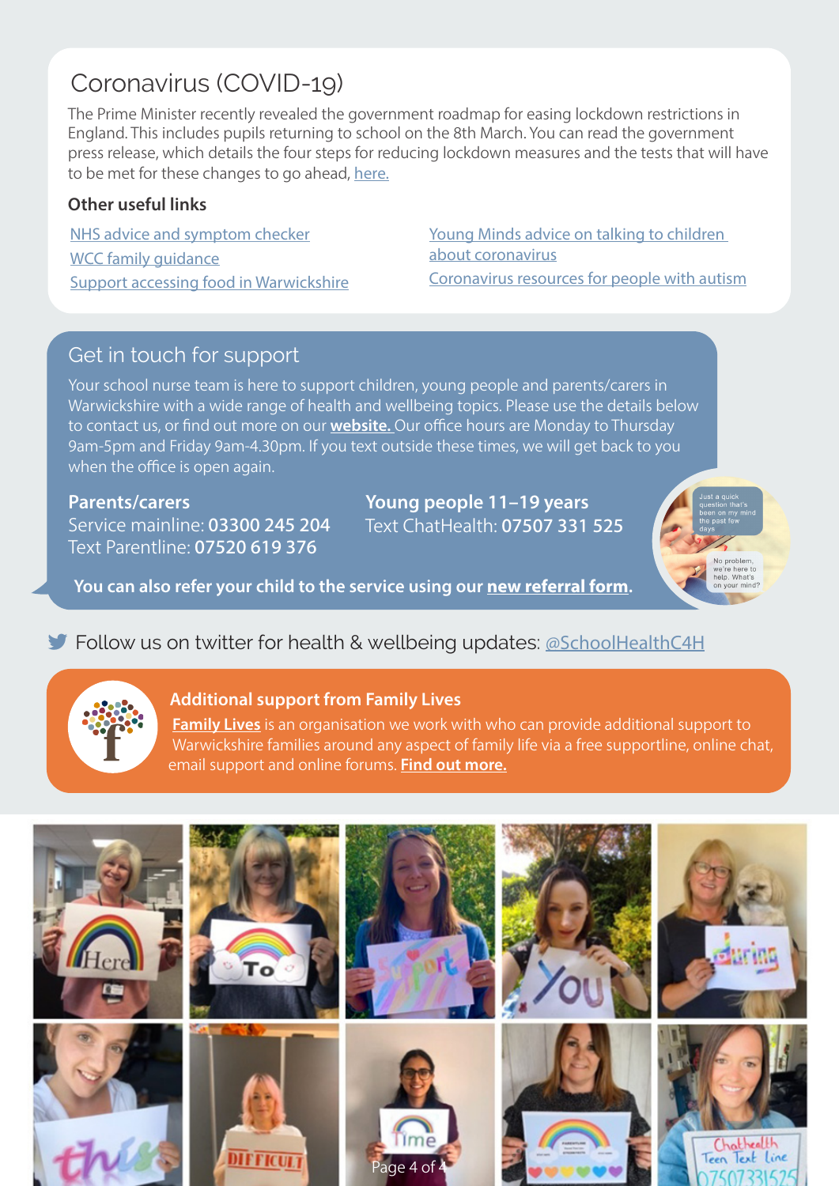## Coronavirus (COVID-19)

The Prime Minister recently revealed the government roadmap for easing lockdown restrictions in England. This includes pupils returning to school on the 8th March. You can read the government press release, which details the four steps for reducing lockdown measures and the tests that will have to be met for these changes to go ahead, here.

### Other useful links

- NHS advice and symptom checker
- WCC family guidance
- Support accessing food in Warwickshire
- Young Minds advice on talking to children about coronavirus
- Coronavirus resources for people with autism

## Get in touch for support

Your school nurse team is here to support children, young people and parents/carers in Warwickshire with a wide range of health and wellbeing topics. Please use the details below to contact us, or find out more on our **website.** Our office hours are Monday to Thursday 9am-5pm and Friday 9am-4.30pm. If you text outside these times, we will get back to you when the office is open again.

**Parents/carers**
Service mainline: **03300 245 204**
Text Parentline: **07520 619 376**

**Young people 11–19 years**
Text ChatHealth: **07507 331 525**

**You can also refer your child to the service using our new referral form.**

Follow us on twitter for health & wellbeing updates: @SchoolHealthC4H

### Additional support from Family Lives

**Family Lives** is an organisation we work with who can provide additional support to Warwickshire families around any aspect of family life via a free supportline, online chat, email support and online forums. **Find out more.**